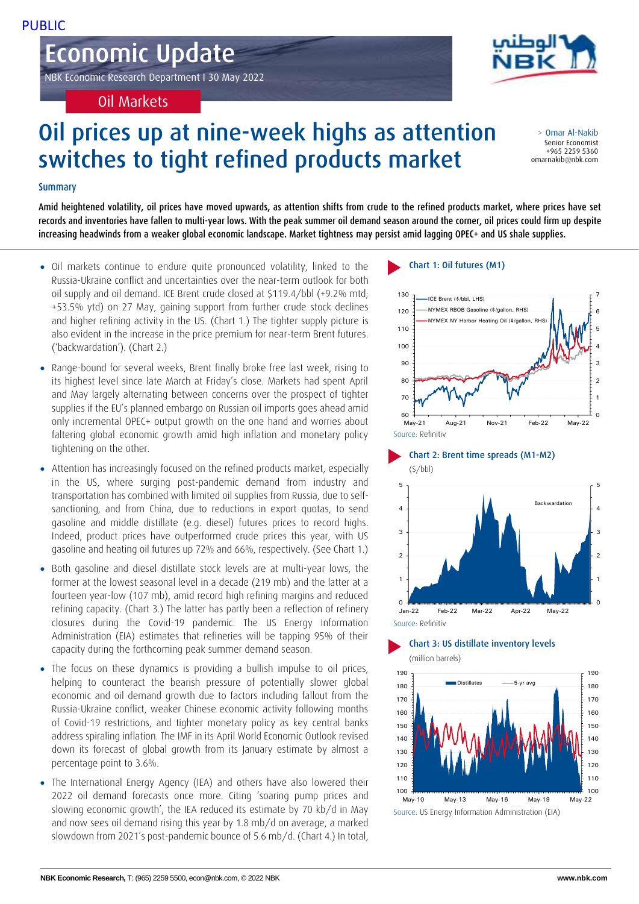PUBLIC

# Economic Update

NBK Economic Research Department I 30 May 2022

Oil Markets

# Oil prices up at nine-week highs as attention switches to tight refined products market

> Omar Al-Nakib
Senior Economist
+965 2259 5360
omarnakib@nbk.com

## Summary

**Amid heightened volatility, oil prices have moved upwards, as attention shifts from crude to the refined products market, where prices have set records and inventories have fallen to multi-year lows. With the peak summer oil demand season around the corner, oil prices could firm up despite increasing headwinds from a weaker global economic landscape. Market tightness may persist amid lagging OPEC+ and US shale supplies.**

- Oil markets continue to endure quite pronounced volatility, linked to the Russia-Ukraine conflict and uncertainties over the near-term outlook for both oil supply and oil demand. ICE Brent crude closed at $119.4/bbl (+9.2% mtd; +53.5% ytd) on 27 May, gaining support from further crude stock declines and higher refining activity in the US. (Chart 1.) The tighter supply picture is also evident in the increase in the price premium for near-term Brent futures. ('backwardation'). (Chart 2.)
- Range-bound for several weeks, Brent finally broke free last week, rising to its highest level since late March at Friday's close. Markets had spent April and May largely alternating between concerns over the prospect of tighter supplies if the EU's planned embargo on Russian oil imports goes ahead amid only incremental OPEC+ output growth on the one hand and worries about faltering global economic growth amid high inflation and monetary policy tightening on the other.
- Attention has increasingly focused on the refined products market, especially in the US, where surging post-pandemic demand from industry and transportation has combined with limited oil supplies from Russia, due to self-sanctioning, and from China, due to reductions in export quotas, to send gasoline and middle distillate (e.g. diesel) futures prices to record highs. Indeed, product prices have outperformed crude prices this year, with US gasoline and heating oil futures up 72% and 66%, respectively. (See Chart 1.)
- Both gasoline and diesel distillate stock levels are at multi-year lows, the former at the lowest seasonal level in a decade (219 mb) and the latter at a fourteen year-low (107 mb), amid record high refining margins and reduced refining capacity. (Chart 3.) The latter has partly been a reflection of refinery closures during the Covid-19 pandemic. The US Energy Information Administration (EIA) estimates that refineries will be tapping 95% of their capacity during the forthcoming peak summer demand season.
- The focus on these dynamics is providing a bullish impulse to oil prices, helping to counteract the bearish pressure of potentially slower global economic and oil demand growth due to factors including fallout from the Russia-Ukraine conflict, weaker Chinese economic activity following months of Covid-19 restrictions, and tighter monetary policy as key central banks address spiraling inflation. The IMF in its April World Economic Outlook revised down its forecast of global growth from its January estimate by almost a percentage point to 3.6%.
- The International Energy Agency (IEA) and others have also lowered their 2022 oil demand forecasts once more. Citing 'soaring pump prices and slowing economic growth', the IEA reduced its estimate by 70 kb/d in May and now sees oil demand rising this year by 1.8 mb/d on average, a marked slowdown from 2021's post-pandemic bounce of 5.6 mb/d. (Chart 4.) In total,

**Chart 1: Oil futures (M1)**

Source: Refinitiv

**Chart 2: Brent time spreads (M1-M2)**
($/bbl)

Source: Refinitiv

**Chart 3: US distillate inventory levels**
(million barrels)

Source: US Energy Information Administration (EIA)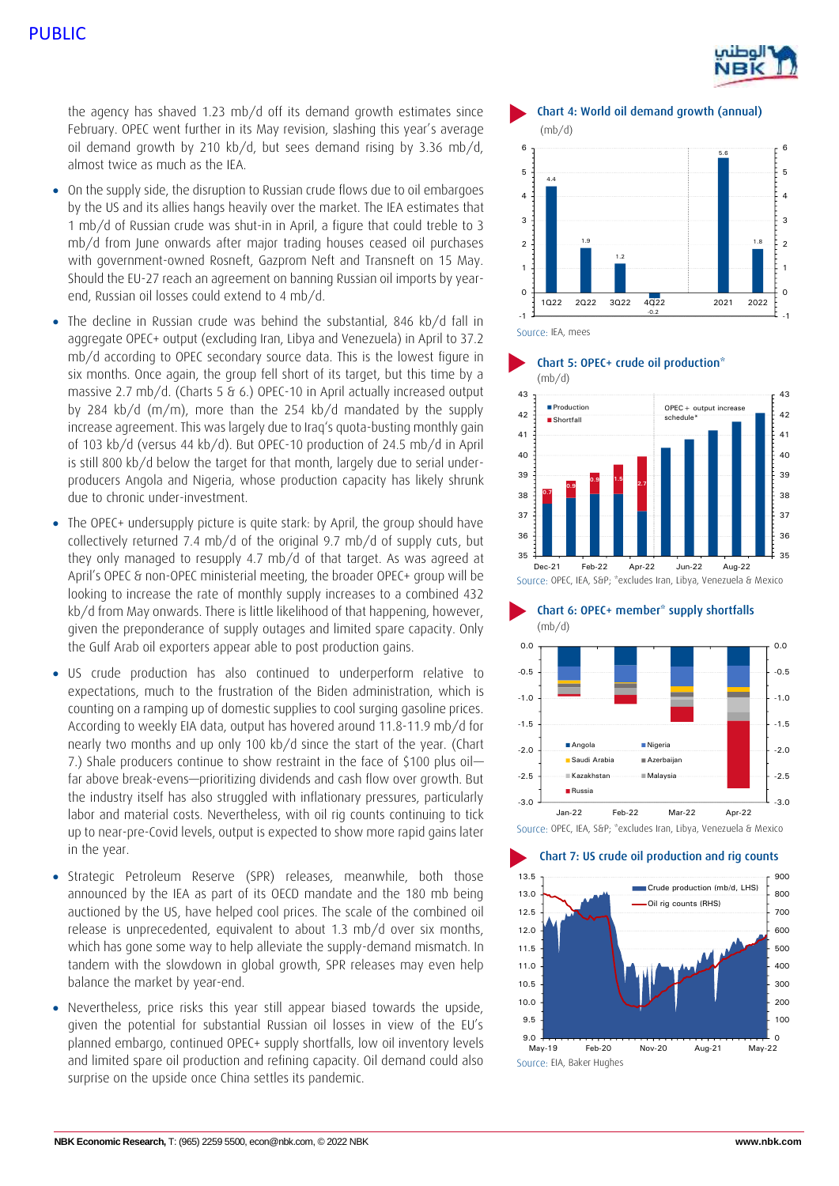the agency has shaved 1.23 mb/d off its demand growth estimates since February. OPEC went further in its May revision, slashing this year's average oil demand growth by 210 kb/d, but sees demand rising by 3.36 mb/d, almost twice as much as the IEA.

- On the supply side, the disruption to Russian crude flows due to oil embargoes by the US and its allies hangs heavily over the market. The IEA estimates that 1 mb/d of Russian crude was shut-in in April, a figure that could treble to 3 mb/d from June onwards after major trading houses ceased oil purchases with government-owned Rosneft, Gazprom Neft and Transneft on 15 May. Should the EU-27 reach an agreement on banning Russian oil imports by year-end, Russian oil losses could extend to 4 mb/d.
- The decline in Russian crude was behind the substantial, 846 kb/d fall in aggregate OPEC+ output (excluding Iran, Libya and Venezuela) in April to 37.2 mb/d according to OPEC secondary source data. This is the lowest figure in six months. Once again, the group fell short of its target, but this time by a massive 2.7 mb/d. (Charts 5 & 6.) OPEC-10 in April actually increased output by 284 kb/d (m/m), more than the 254 kb/d mandated by the supply increase agreement. This was largely due to Iraq's quota-busting monthly gain of 103 kb/d (versus 44 kb/d). But OPEC-10 production of 24.5 mb/d in April is still 800 kb/d below the target for that month, largely due to serial under-producers Angola and Nigeria, whose production capacity has likely shrunk due to chronic under-investment.
- The OPEC+ undersupply picture is quite stark: by April, the group should have collectively returned 7.4 mb/d of the original 9.7 mb/d of supply cuts, but they only managed to resupply 4.7 mb/d of that target. As was agreed at April's OPEC & non-OPEC ministerial meeting, the broader OPEC+ group will be looking to increase the rate of monthly supply increases to a combined 432 kb/d from May onwards. There is little likelihood of that happening, however, given the preponderance of supply outages and limited spare capacity. Only the Gulf Arab oil exporters appear able to post production gains.
- US crude production has also continued to underperform relative to expectations, much to the frustration of the Biden administration, which is counting on a ramping up of domestic supplies to cool surging gasoline prices. According to weekly EIA data, output has hovered around 11.8-11.9 mb/d for nearly two months and up only 100 kb/d since the start of the year. (Chart 7.) Shale producers continue to show restraint in the face of $100 plus oil—far above break-evens—prioritizing dividends and cash flow over growth. But the industry itself has also struggled with inflationary pressures, particularly labor and material costs. Nevertheless, with oil rig counts continuing to tick up to near-pre-Covid levels, output is expected to show more rapid gains later in the year.
- Strategic Petroleum Reserve (SPR) releases, meanwhile, both those announced by the IEA as part of its OECD mandate and the 180 mb being auctioned by the US, have helped cool prices. The scale of the combined oil release is unprecedented, equivalent to about 1.3 mb/d over six months, which has gone some way to help alleviate the supply-demand mismatch. In tandem with the slowdown in global growth, SPR releases may even help balance the market by year-end.
- Nevertheless, price risks this year still appear biased towards the upside, given the potential for substantial Russian oil losses in view of the EU's planned embargo, continued OPEC+ supply shortfalls, low oil inventory levels and limited spare oil production and refining capacity. Oil demand could also surprise on the upside once China settles its pandemic.

**Chart 4: World oil demand growth (annual)**
(mb/d)

| | 1Q22 | 2Q22 | 3Q22 | 4Q22 | 2021 | 2022 |
|---|---|---|---|---|---|---|
| Demand growth | 4.4 | 1.9 | 1.2 | -0.2 | 5.6 | 1.8 |

Source: IEA, mees

**Chart 5: OPEC+ crude oil production***
(mb/d)

Source: OPEC, IEA, S&P; *excludes Iran, Libya, Venezuela & Mexico

**Chart 6: OPEC+ member* supply shortfalls**
(mb/d)

Source: OPEC, IEA, S&P; *excludes Iran, Libya, Venezuela & Mexico

**Chart 7: US crude oil production and rig counts**

Source: EIA, Baker Hughes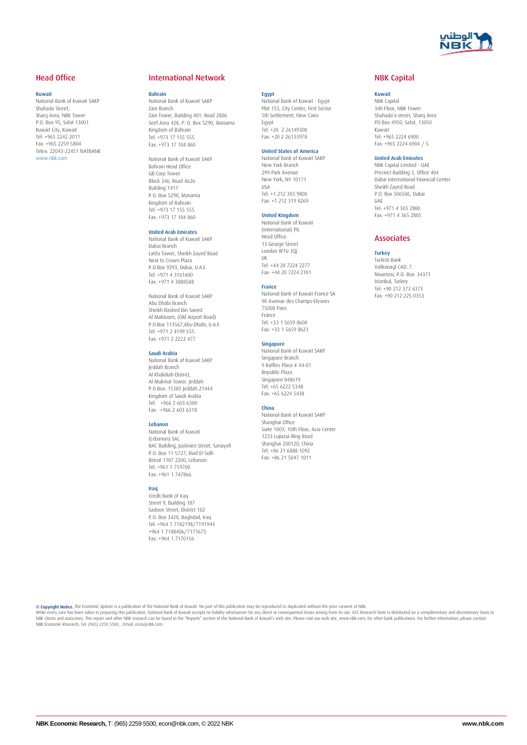## Head Office

### Kuwait

National Bank of Kuwait SAKP
Shuhada Street,
Sharq Area, NBK Tower
P.O. Box 95, Safat 13001
Kuwait City, Kuwait
Tel: +965 2242 2011
Fax: +965 2259 5804
Telex: 22043-22451 NATBANK
www.nbk.com

## International Network

### Bahrain

National Bank of Kuwait SAKP
Zain Branch
Zain Tower, Building 401, Road 2806
Seef Area 428, P. O. Box 5290, Manama
Kingdom of Bahrain
Tel: +973 17 155 555
Fax: +973 17 104 860

National Bank of Kuwait SAKP
Bahrain Head Office
GB Corp Tower
Block 346, Road 4626
Building 1411
P.O. Box 5290, Manama
Kingdom of Bahrain
Tel: +973 17 155 555
Fax: +973 17 104 860

### United Arab Emirates

National Bank of Kuwait SAKP
Dubai Branch
Latifa Tower, Sheikh Zayed Road
Next to Crown Plaza
P.O.Box 9293, Dubai, U.A.E
Tel: +971 4 3161600
Fax: +971 4 3888588

National Bank of Kuwait SAKP
Abu Dhabi Branch
Sheikh Rashed Bin Saeed
Al Maktoom, (Old Airport Road)
P.O.Box 113567,Abu Dhabi, U.A.E
Tel: +971 2 4199 555
Fax: +971 2 2222 477

### Saudi Arabia

National Bank of Kuwait SAKP
Jeddah Branch
Al Khalidiah District,
Al Mukmal Tower, Jeddah
P.O Box: 15385 Jeddah 21444
Kingdom of Saudi Arabia
Tel: +966 2 603 6300
Fax: +966 2 603 6318

### Lebanon

National Bank of Kuwait
(Lebanon) SAL
BAC Building, Justinien Street, Sanayeh
P.O. Box 11-5727, Riad El-Solh
Beirut 1107 2200, Lebanon
Tel: +961 1 759700
Fax: +961 1 747866

### Iraq

Credit Bank of Iraq
Street 9, Building 187
Sadoon Street, District 102
P.O. Box 3420, Baghdad, Iraq
Tel: +964 1 7182198/7191944
+964 1 7188406/7171673
Fax: +964 1 7170156

### Egypt

National Bank of Kuwait - Egypt
Plot 155, City Center, First Sector
5th Settlement, New Cairo
Egypt
Tel: +20 2 26149300
Fax: +20 2 26133978

### United States of America

National Bank of Kuwait SAKP
New York Branch
299 Park Avenue
New York, NY 10171
USA
Tel: +1 212 303 9800
Fax: +1 212 319 8269

### United Kingdom

National Bank of Kuwait
(International) Plc
Head Office
13 George Street
London W1U 3QJ
UK
Tel: +44 20 7224 2277
Fax: +44 20 7224 2101

### France

National Bank of Kuwait France SA
90 Avenue des Champs-Elysees
75008 Paris
France
Tel: +33 1 5659 8600
Fax: +33 1 5659 8623

### Singapore

National Bank of Kuwait SAKP
Singapore Branch
9 Raffles Place # 44-01
Republic Plaza
Singapore 048619
Tel: +65 6222 5348
Fax: +65 6224 5438

### China

National Bank of Kuwait SAKP
Shanghai Office
Suite 1003, 10th Floor, Azia Center
1233 Lujiazui Ring Road
Shanghai 200120, China
Tel: +86 21 6888 1092
Fax: +86 21 5047 1011

## NBK Capital

### Kuwait

NBK Capital
34h Floor, NBK Tower
Shuhada'a street, Sharq Area
PO Box 4950, Safat, 13050
Kuwait
Tel: +965 2224 6900
Fax: +965 2224 6904 / 5

### United Arab Emirates

NBK Capital Limited - UAE
Precinct Building 3, Office 404
Dubai International Financial Center
Sheikh Zayed Road
P.O. Box 506506, Dubai
UAE
Tel: +971 4 365 2800
Fax: +971 4 365 2805

## Associates

### Turkey

Turkish Bank
Valikonagl CAD. 7
Nisantasi, P.O. Box. 34371
Istanbul, Turkey
Tel: +90 212 373 6373
Fax: +90 212 225 0353

**© Copyright Notice.** The Economic Update is a publication of the National Bank of Kuwait. No part of this publication may be reproduced or duplicated without the prior consent of NBK.
While every care has been taken in preparing this publication, National Bank of Kuwait accepts no liability whatsoever for any direct or consequential losses arising from its use. GCC Research Note is distributed on a complimentary and discretionary basis to NBK clients and associates. This report and other NBK research can be found in the "Reports" section of the National Bank of Kuwait's web site. Please visit our web site, www.nbk.com, for other bank publications. For further information, please contact: NBK Economic Research, Tel: (965) 2259 5500, , Email: econ@nbk.com

**NBK Economic Research,** T: (965) 2259 5500, econ@nbk.com, © 2022 NBK **www.nbk.com**